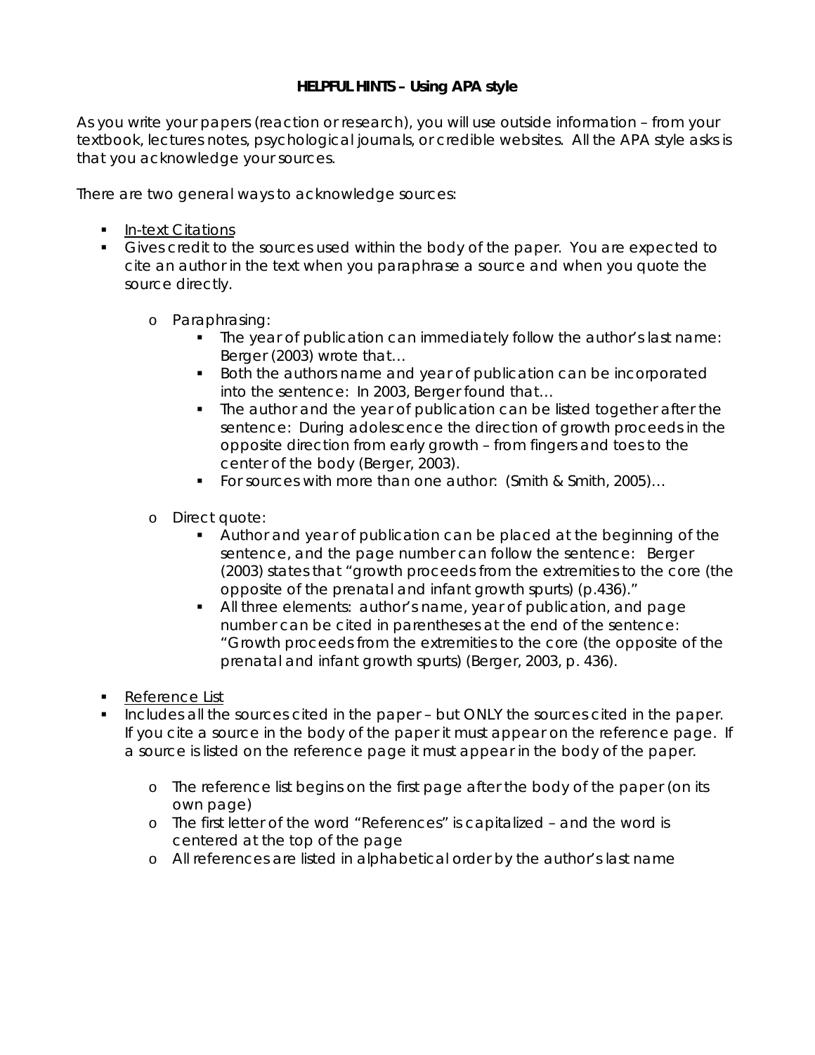**HELPFUL HINTS – Using APA style**

As you write your papers (reaction or research), you will use outside information – from your textbook, lectures notes, psychological journals, or credible websites. All the APA style asks is that you acknowledge your sources.

There are two general ways to acknowledge sources:

- <u>In-text Citations</u>
- Gives credit to the sources used within the body of the paper. You are expected to cite an author in the text when you paraphrase a source and when you quote the source directly.
    - Paraphrasing:
        - The year of publication can immediately follow the author's last name: Berger (2003) wrote that…
        - Both the authors name and year of publication can be incorporated into the sentence: In 2003, Berger found that…
        - The author and the year of publication can be listed together after the sentence: During adolescence the direction of growth proceeds in the opposite direction from early growth – from fingers and toes to the center of the body (Berger, 2003).
        - For sources with more than one author: (Smith & Smith, 2005)…
    - Direct quote:
        - Author and year of publication can be placed at the beginning of the sentence, and the page number can follow the sentence: Berger (2003) states that "growth proceeds from the extremities to the core (the opposite of the prenatal and infant growth spurts) (p.436)."
        - All three elements: author's name, year of publication, and page number can be cited in parentheses at the end of the sentence: "Growth proceeds from the extremities to the core (the opposite of the prenatal and infant growth spurts) (Berger, 2003, p. 436).
- <u>Reference List</u>
- Includes all the sources cited in the paper – but ONLY the sources cited in the paper. If you cite a source in the body of the paper it must appear on the reference page. If a source is listed on the reference page it must appear in the body of the paper.
    - The reference list begins on the first page after the body of the paper (on its own page)
    - The first letter of the word "References" is capitalized – and the word is centered at the top of the page
    - All references are listed in alphabetical order by the author's last name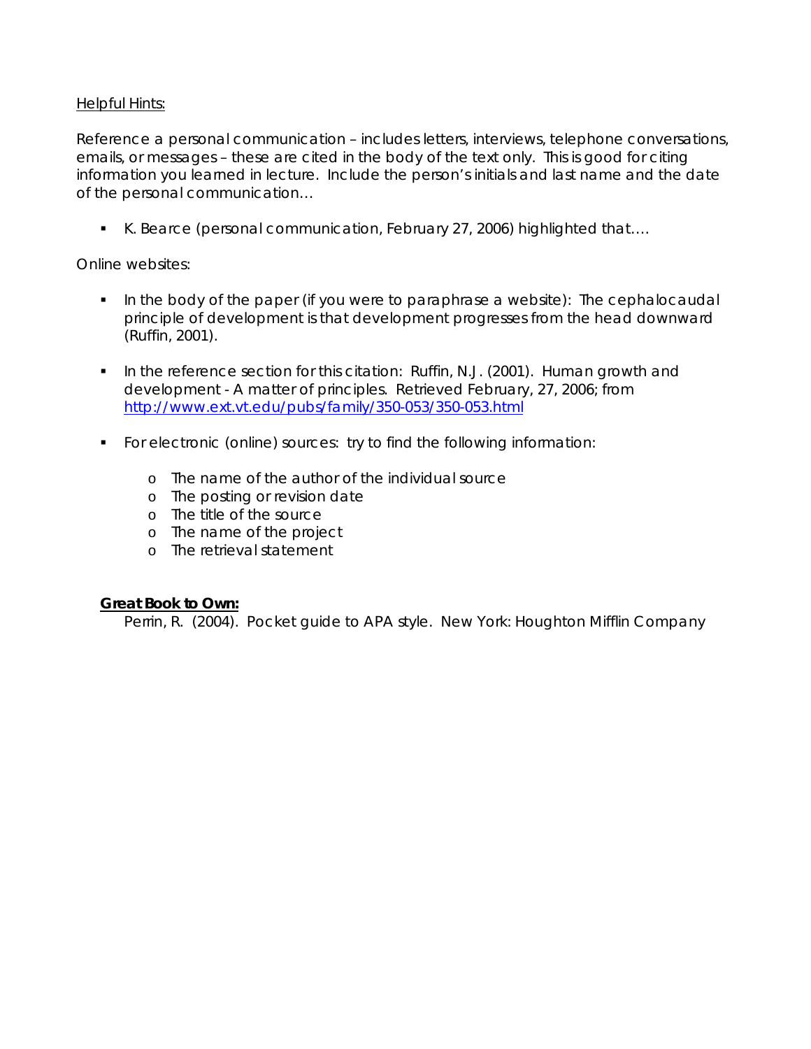<u>Helpful Hints:</u>

Reference a personal communication – includes letters, interviews, telephone conversations, emails, or messages – these are cited in the body of the text only. This is good for citing information you learned in lecture. Include the person's initials and last name and the date of the personal communication…

- K. Bearce (personal communication, February 27, 2006) highlighted that….

Online websites:

- In the body of the paper (if you were to paraphrase a website): The cephalocaudal principle of development is that development progresses from the head downward (Ruffin, 2001).

- In the reference section for this citation: Ruffin, N.J. (2001). Human growth and development - A matter of principles. Retrieved February, 27, 2006; from http://www.ext.vt.edu/pubs/family/350-053/350-053.html

- For electronic (online) sources: try to find the following information:
    - The name of the author of the individual source
    - The posting or revision date
    - The title of the source
    - The name of the project
    - The retrieval statement

**<u>Great Book to Own:</u>**

Perrin, R. (2004). Pocket guide to APA style. New York: Houghton Mifflin Company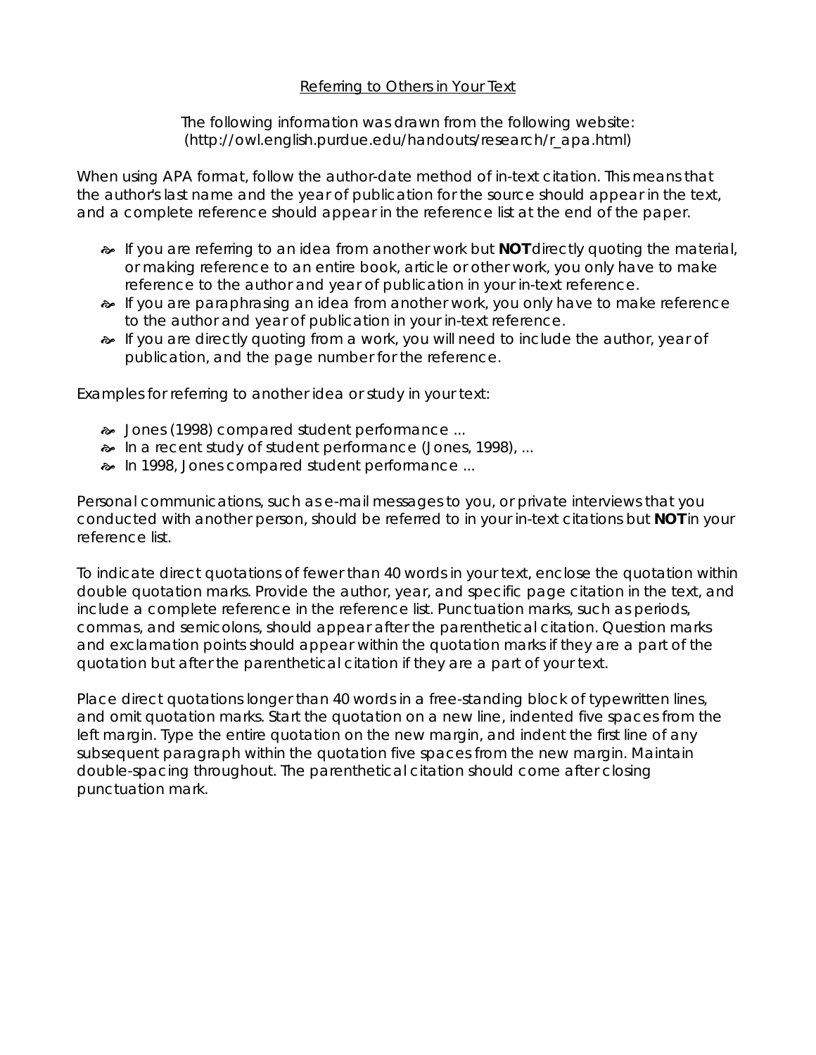# Referring to Others in Your Text

The following information was drawn from the following website: (http://owl.english.purdue.edu/handouts/research/r_apa.html)

When using APA format, follow the author-date method of in-text citation. This means that the author's last name and the year of publication for the source should appear in the text, and a complete reference should appear in the reference list at the end of the paper.

- If you are referring to an idea from another work but **NOT** directly quoting the material, or making reference to an entire book, article or other work, you only have to make reference to the author and year of publication in your in-text reference.
- If you are paraphrasing an idea from another work, you only have to make reference to the author and year of publication in your in-text reference.
- If you are directly quoting from a work, you will need to include the author, year of publication, and the page number for the reference.

Examples for referring to another idea or study in your text:

- Jones (1998) compared student performance ...
- In a recent study of student performance (Jones, 1998), ...
- In 1998, Jones compared student performance ...

Personal communications, such as e-mail messages to you, or private interviews that you conducted with another person, should be referred to in your in-text citations but **NOT** in your reference list.

To indicate direct quotations of fewer than 40 words in your text, enclose the quotation within double quotation marks. Provide the author, year, and specific page citation in the text, and include a complete reference in the reference list. Punctuation marks, such as periods, commas, and semicolons, should appear after the parenthetical citation. Question marks and exclamation points should appear within the quotation marks if they are a part of the quotation but after the parenthetical citation if they are a part of your text.

Place direct quotations longer than 40 words in a free-standing block of typewritten lines, and omit quotation marks. Start the quotation on a new line, indented five spaces from the left margin. Type the entire quotation on the new margin, and indent the first line of any subsequent paragraph within the quotation five spaces from the new margin. Maintain double-spacing throughout. The parenthetical citation should come after closing punctuation mark.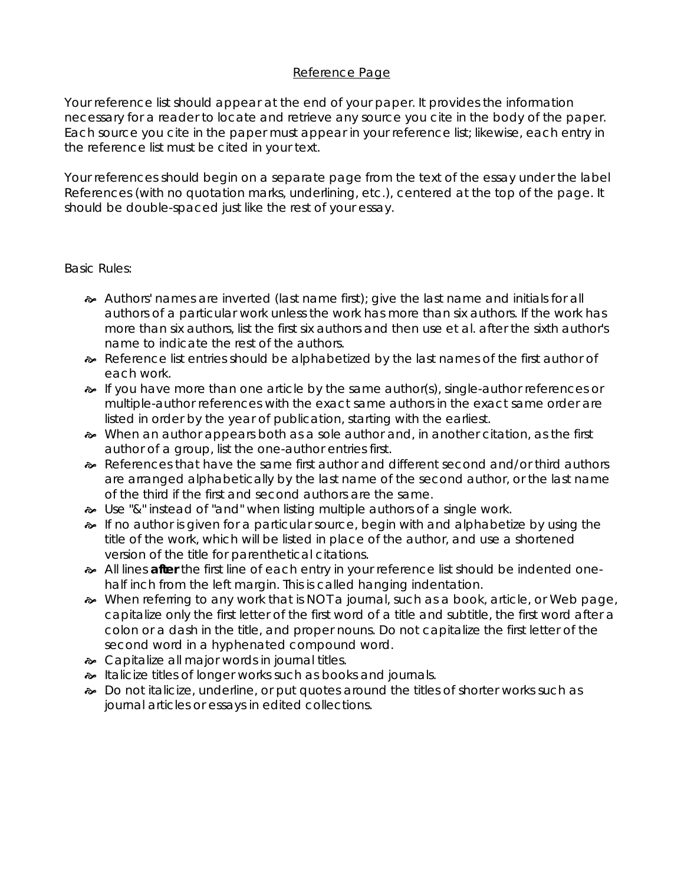# Reference Page

Your reference list should appear at the end of your paper. It provides the information necessary for a reader to locate and retrieve any source you cite in the body of the paper. Each source you cite in the paper must appear in your reference list; likewise, each entry in the reference list must be cited in your text.

Your references should begin on a separate page from the text of the essay under the label References (with no quotation marks, underlining, etc.), centered at the top of the page. It should be double-spaced just like the rest of your essay.

Basic Rules:

- Authors' names are inverted (last name first); give the last name and initials for all authors of a particular work unless the work has more than six authors. If the work has more than six authors, list the first six authors and then use et al. after the sixth author's name to indicate the rest of the authors.
- Reference list entries should be alphabetized by the last names of the first author of each work.
- If you have more than one article by the same author(s), single-author references or multiple-author references with the exact same authors in the exact same order are listed in order by the year of publication, starting with the earliest.
- When an author appears both as a sole author and, in another citation, as the first author of a group, list the one-author entries first.
- References that have the same first author and different second and/or third authors are arranged alphabetically by the last name of the second author, or the last name of the third if the first and second authors are the same.
- Use "&" instead of "and" when listing multiple authors of a single work.
- If no author is given for a particular source, begin with and alphabetize by using the title of the work, which will be listed in place of the author, and use a shortened version of the title for parenthetical citations.
- All lines **after** the first line of each entry in your reference list should be indented one-half inch from the left margin. This is called hanging indentation.
- When referring to any work that is NOT a journal, such as a book, article, or Web page, capitalize only the first letter of the first word of a title and subtitle, the first word after a colon or a dash in the title, and proper nouns. Do not capitalize the first letter of the second word in a hyphenated compound word.
- Capitalize all major words in journal titles.
- Italicize titles of longer works such as books and journals.
- Do not italicize, underline, or put quotes around the titles of shorter works such as journal articles or essays in edited collections.